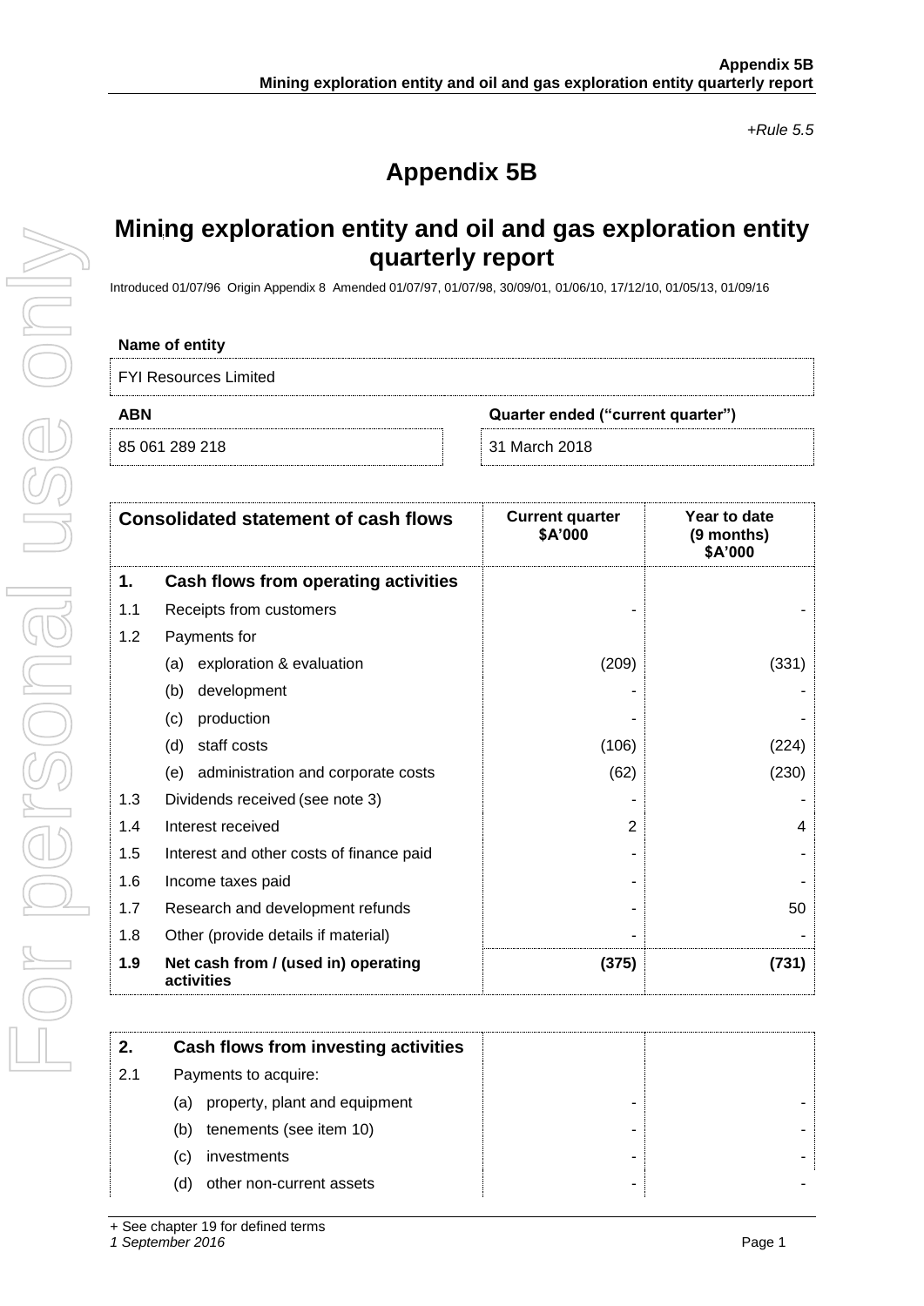*+Rule 5.5*

# Appendix 5B

## Mining exploration entity and oil and gas exploration entity quarterly report

Introduced 01/07/96 Origin Appendix 8 Amended 01/07/97, 01/07/98, 30/09/01, 01/06/10, 17/12/10, 01/05/13, 01/09/16

**Name of entity**

FYI Resources Limited

| **ABN** | **Quarter ended ("current quarter")** |
|---|---|
| 85 061 289 218 | 31 March 2018 |

| **Consolidated statement of cash flows** | | **Current quarter \$A'000** | **Year to date (9 months) \$A'000** |
|---|---|---|---|
| **1.** | **Cash flows from operating activities** | | |
| 1.1 | Receipts from customers | - | - |
| 1.2 | Payments for | | |
| | (a) exploration & evaluation | (209) | (331) |
| | (b) development | - | - |
| | (c) production | - | - |
| | (d) staff costs | (106) | (224) |
| | (e) administration and corporate costs | (62) | (230) |
| 1.3 | Dividends received (see note 3) | - | - |
| 1.4 | Interest received | 2 | 4 |
| 1.5 | Interest and other costs of finance paid | - | - |
| 1.6 | Income taxes paid | - | - |
| 1.7 | Research and development refunds | - | 50 |
| 1.8 | Other (provide details if material) | - | - |
| **1.9** | **Net cash from / (used in) operating activities** | **(375)** | **(731)** |

| **2.** | **Cash flows from investing activities** | | |
|---|---|---|---|
| 2.1 | Payments to acquire: | | |
| | (a) property, plant and equipment | - | - |
| | (b) tenements (see item 10) | - | - |
| | (c) investments | - | - |
| | (d) other non-current assets | - | - |

+ See chapter 19 for defined terms
*1 September 2016*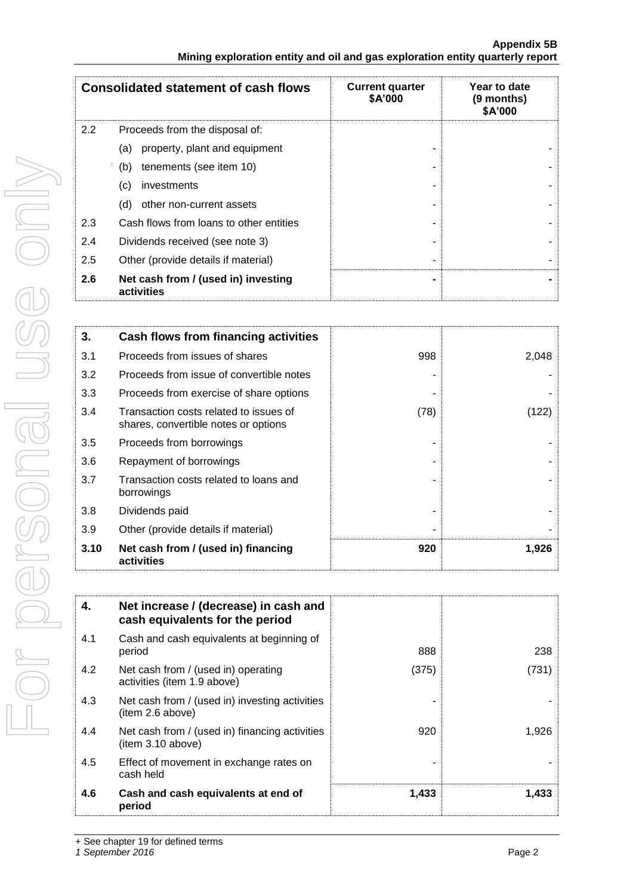| Consolidated statement of cash flows | | Current quarter $A'000 | Year to date (9 months) $A'000 |
|---|---|---|---|
| 2.2 | Proceeds from the disposal of: | | |
| | (a) property, plant and equipment | - | - |
| | (b) tenements (see item 10) | - | - |
| | (c) investments | - | - |
| | (d) other non-current assets | - | - |
| 2.3 | Cash flows from loans to other entities | - | - |
| 2.4 | Dividends received (see note 3) | - | - |
| 2.5 | Other (provide details if material) | - | - |
| **2.6** | **Net cash from / (used in) investing activities** | **-** | **-** |

| **3.** | **Cash flows from financing activities** | | |
|---|---|---|---|
| 3.1 | Proceeds from issues of shares | 998 | 2,048 |
| 3.2 | Proceeds from issue of convertible notes | - | - |
| 3.3 | Proceeds from exercise of share options | - | - |
| 3.4 | Transaction costs related to issues of shares, convertible notes or options | (78) | (122) |
| 3.5 | Proceeds from borrowings | - | - |
| 3.6 | Repayment of borrowings | - | - |
| 3.7 | Transaction costs related to loans and borrowings | - | - |
| 3.8 | Dividends paid | - | - |
| 3.9 | Other (provide details if material) | - | - |
| **3.10** | **Net cash from / (used in) financing activities** | **920** | **1,926** |

| **4.** | **Net increase / (decrease) in cash and cash equivalents for the period** | | |
|---|---|---|---|
| 4.1 | Cash and cash equivalents at beginning of period | 888 | 238 |
| 4.2 | Net cash from / (used in) operating activities (item 1.9 above) | (375) | (731) |
| 4.3 | Net cash from / (used in) investing activities (item 2.6 above) | - | - |
| 4.4 | Net cash from / (used in) financing activities (item 3.10 above) | 920 | 1,926 |
| 4.5 | Effect of movement in exchange rates on cash held | - | - |
| **4.6** | **Cash and cash equivalents at end of period** | **1,433** | **1,433** |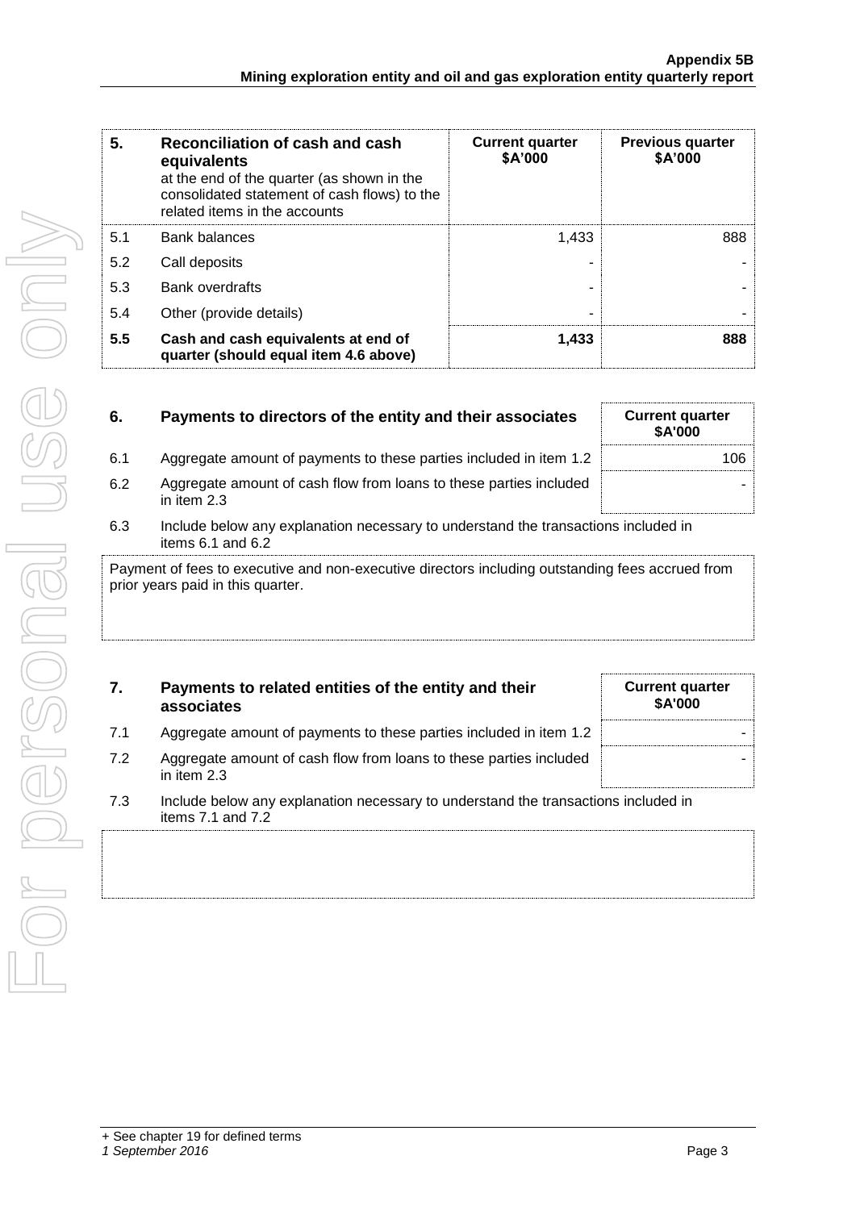| 5. | Reconciliation of cash and cash equivalents at the end of the quarter (as shown in the consolidated statement of cash flows) to the related items in the accounts | Current quarter $A'000 | Previous quarter $A'000 |
|---|---|---|---|
| 5.1 | Bank balances | 1,433 | 888 |
| 5.2 | Call deposits | - | - |
| 5.3 | Bank overdrafts | - | - |
| 5.4 | Other (provide details) | - | - |
| **5.5** | **Cash and cash equivalents at end of quarter (should equal item 4.6 above)** | **1,433** | **888** |

| 6. | Payments to directors of the entity and their associates | Current quarter $A'000 |
|---|---|---|
| 6.1 | Aggregate amount of payments to these parties included in item 1.2 | 106 |
| 6.2 | Aggregate amount of cash flow from loans to these parties included in item 2.3 | - |

6.3 Include below any explanation necessary to understand the transactions included in items 6.1 and 6.2

Payment of fees to executive and non-executive directors including outstanding fees accrued from prior years paid in this quarter.

| 7. | Payments to related entities of the entity and their associates | Current quarter $A'000 |
|---|---|---|
| 7.1 | Aggregate amount of payments to these parties included in item 1.2 | - |
| 7.2 | Aggregate amount of cash flow from loans to these parties included in item 2.3 | - |

7.3 Include below any explanation necessary to understand the transactions included in items 7.1 and 7.2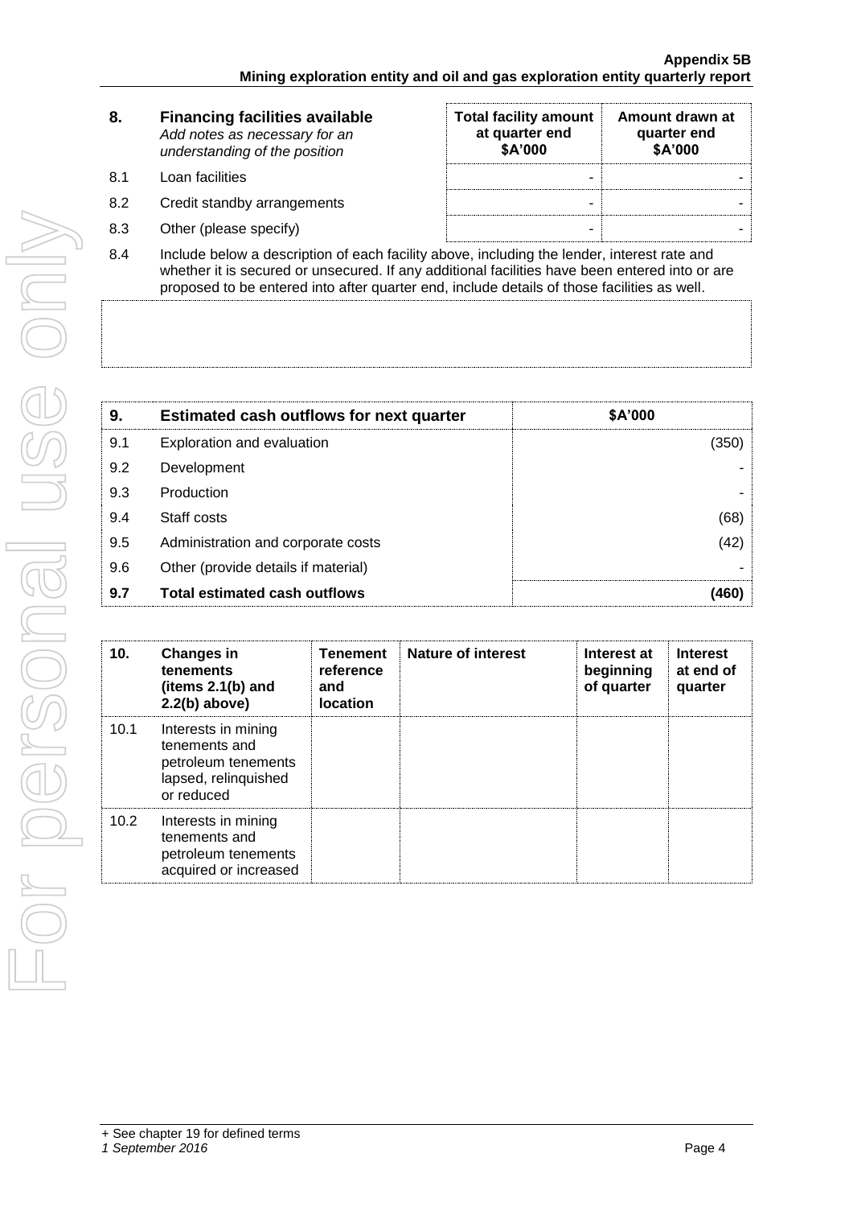| 8. | Financing facilities available *Add notes as necessary for an understanding of the position* | Total facility amount at quarter end \$A'000 | Amount drawn at quarter end \$A'000 |
|---|---|---|---|
| 8.1 | Loan facilities | - | - |
| 8.2 | Credit standby arrangements | - | - |
| 8.3 | Other (please specify) | - | - |

8.4 Include below a description of each facility above, including the lender, interest rate and whether it is secured or unsecured. If any additional facilities have been entered into or are proposed to be entered into after quarter end, include details of those facilities as well.

| 9. | Estimated cash outflows for next quarter | \$A'000 |
|---|---|---|
| 9.1 | Exploration and evaluation | (350) |
| 9.2 | Development | - |
| 9.3 | Production | - |
| 9.4 | Staff costs | (68) |
| 9.5 | Administration and corporate costs | (42) |
| 9.6 | Other (provide details if material) | - |
| **9.7** | **Total estimated cash outflows** | **(460)** |

| 10. | Changes in tenements (items 2.1(b) and 2.2(b) above) | Tenement reference and location | Nature of interest | Interest at beginning of quarter | Interest at end of quarter |
|---|---|---|---|---|---|
| 10.1 | Interests in mining tenements and petroleum tenements lapsed, relinquished or reduced | | | | |
| 10.2 | Interests in mining tenements and petroleum tenements acquired or increased | | | | |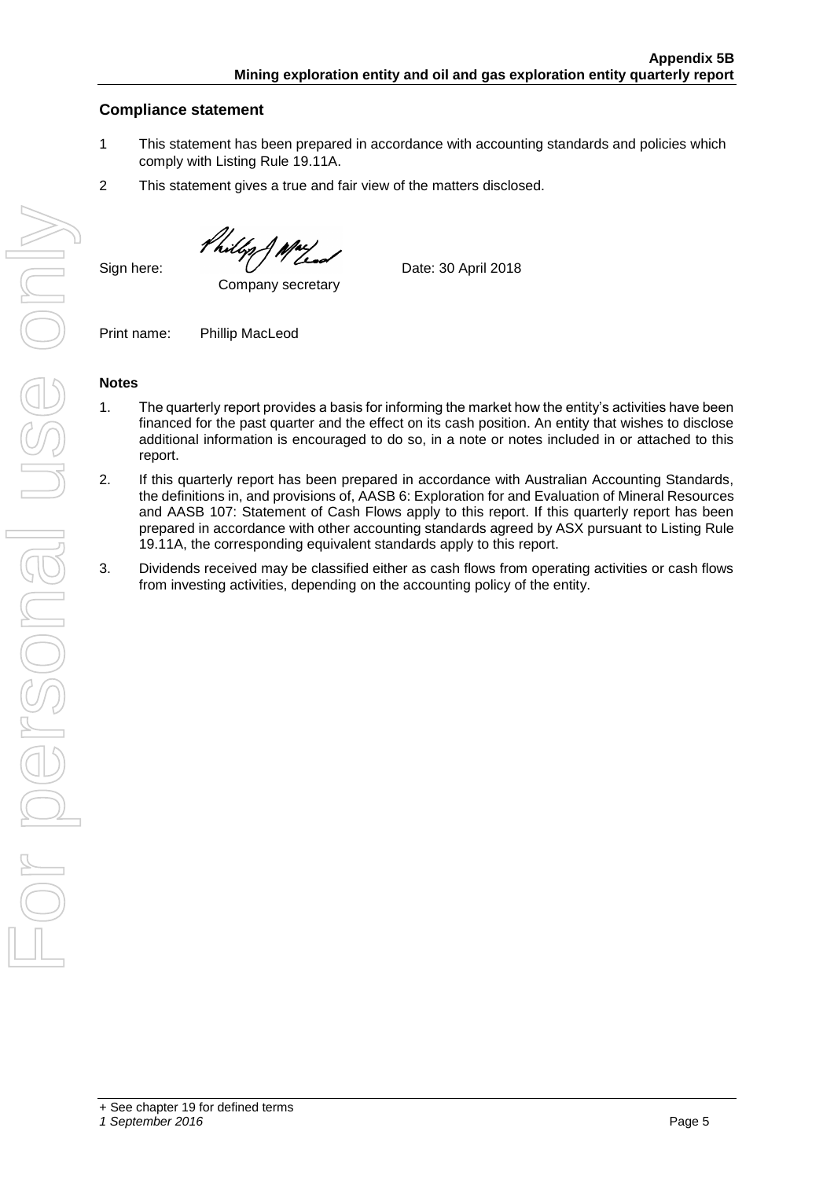## Compliance statement

1 This statement has been prepared in accordance with accounting standards and policies which comply with Listing Rule 19.11A.

2 This statement gives a true and fair view of the matters disclosed.

Sign here: Company secretary Date: 30 April 2018

Print name: Phillip MacLeod

### Notes

1. The quarterly report provides a basis for informing the market how the entity's activities have been financed for the past quarter and the effect on its cash position. An entity that wishes to disclose additional information is encouraged to do so, in a note or notes included in or attached to this report.
2. If this quarterly report has been prepared in accordance with Australian Accounting Standards, the definitions in, and provisions of, AASB 6: Exploration for and Evaluation of Mineral Resources and AASB 107: Statement of Cash Flows apply to this report. If this quarterly report has been prepared in accordance with other accounting standards agreed by ASX pursuant to Listing Rule 19.11A, the corresponding equivalent standards apply to this report.
3. Dividends received may be classified either as cash flows from operating activities or cash flows from investing activities, depending on the accounting policy of the entity.

+ See chapter 19 for defined terms